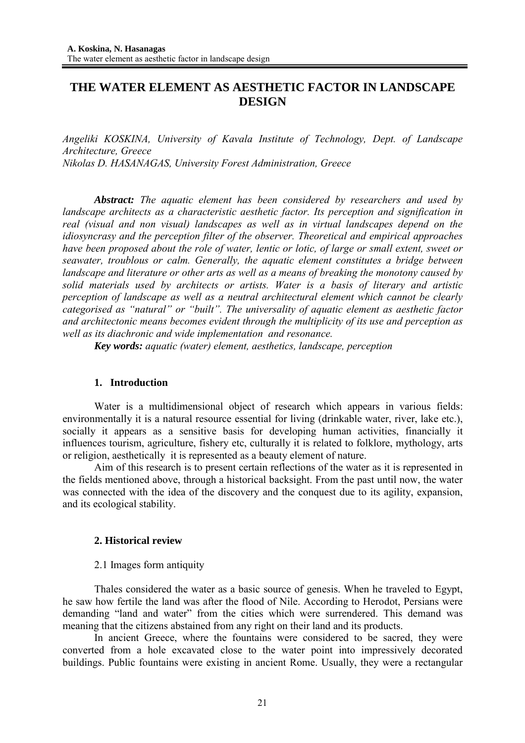# THE WATER ELEMENT AS AESTHETIC FACTOR IN LANDSCAPE DESIGN

*Angeliki KOSKINA, University of Kavala Institute of Technology, Dept. of Landscape Architecture, Greece*
*Nikolas D. HASANAGAS, University Forest Administration, Greece*

***Abstract:*** *The aquatic element has been considered by researchers and used by landscape architects as a characteristic aesthetic factor. Its perception and signification in real (visual and non visual) landscapes as well as in virtual landscapes depend on the idiosyncrasy and the perception filter of the observer. Theoretical and empirical approaches have been proposed about the role of water, lentic or lotic, of large or small extent, sweet or seawater, troublous or calm. Generally, the aquatic element constitutes a bridge between landscape and literature or other arts as well as a means of breaking the monotony caused by solid materials used by architects or artists. Water is a basis of literary and artistic perception of landscape as well as a neutral architectural element which cannot be clearly categorised as "natural" or "built". The universality of aquatic element as aesthetic factor and architectonic means becomes evident through the multiplicity of its use and perception as well as its diachronic and wide implementation and resonance.*

***Key words:*** *aquatic (water) element, aesthetics, landscape, perception*

## 1. Introduction

Water is a multidimensional object of research which appears in various fields: environmentally it is a natural resource essential for living (drinkable water, river, lake etc.), socially it appears as a sensitive basis for developing human activities, financially it influences tourism, agriculture, fishery etc, culturally it is related to folklore, mythology, arts or religion, aesthetically it is represented as a beauty element of nature.

Aim of this research is to present certain reflections of the water as it is represented in the fields mentioned above, through a historical backsight. From the past until now, the water was connected with the idea of the discovery and the conquest due to its agility, expansion, and its ecological stability.

## 2. Historical review

### 2.1 Images form antiquity

Thales considered the water as a basic source of genesis. When he traveled to Egypt, he saw how fertile the land was after the flood of Nile. According to Herodot, Persians were demanding "land and water" from the cities which were surrendered. This demand was meaning that the citizens abstained from any right on their land and its products.

In ancient Greece, where the fountains were considered to be sacred, they were converted from a hole excavated close to the water point into impressively decorated buildings. Public fountains were existing in ancient Rome. Usually, they were a rectangular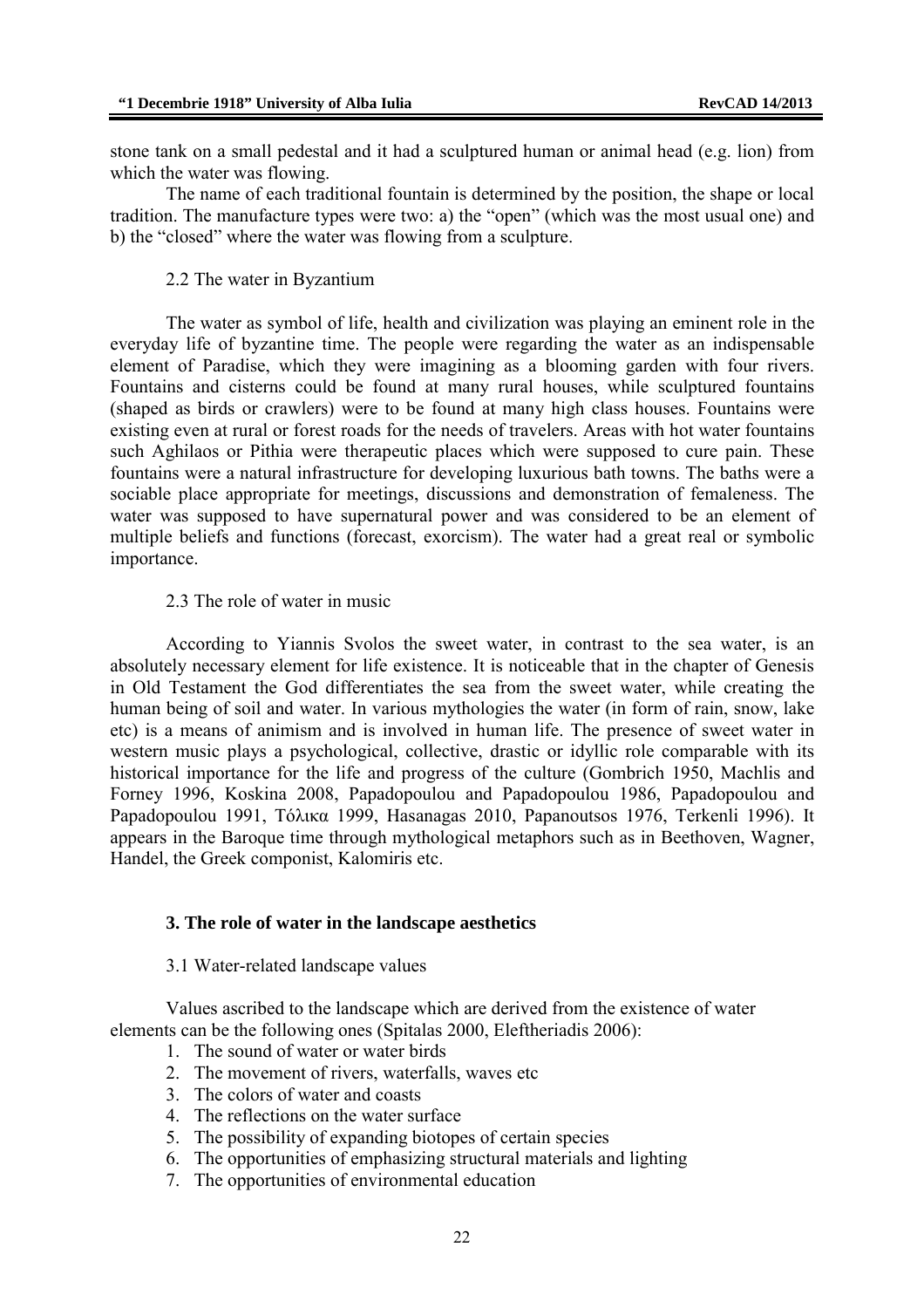stone tank on a small pedestal and it had a sculptured human or animal head (e.g. lion) from which the water was flowing.

The name of each traditional fountain is determined by the position, the shape or local tradition. The manufacture types were two: a) the "open" (which was the most usual one) and b) the "closed" where the water was flowing from a sculpture.

### 2.2 The water in Byzantium

The water as symbol of life, health and civilization was playing an eminent role in the everyday life of byzantine time. The people were regarding the water as an indispensable element of Paradise, which they were imagining as a blooming garden with four rivers. Fountains and cisterns could be found at many rural houses, while sculptured fountains (shaped as birds or crawlers) were to be found at many high class houses. Fountains were existing even at rural or forest roads for the needs of travelers. Areas with hot water fountains such Aghilaos or Pithia were therapeutic places which were supposed to cure pain. These fountains were a natural infrastructure for developing luxurious bath towns. The baths were a sociable place appropriate for meetings, discussions and demonstration of femaleness. The water was supposed to have supernatural power and was considered to be an element of multiple beliefs and functions (forecast, exorcism). The water had a great real or symbolic importance.

### 2.3 The role of water in music

According to Yiannis Svolos the sweet water, in contrast to the sea water, is an absolutely necessary element for life existence. It is noticeable that in the chapter of Genesis in Old Testament the God differentiates the sea from the sweet water, while creating the human being of soil and water. In various mythologies the water (in form of rain, snow, lake etc) is a means of animism and is involved in human life. The presence of sweet water in western music plays a psychological, collective, drastic or idyllic role comparable with its historical importance for the life and progress of the culture (Gombrich 1950, Machlis and Forney 1996, Koskina 2008, Papadopoulou and Papadopoulou 1986, Papadopoulou and Papadopoulou 1991, Τόλικα 1999, Hasanagas 2010, Papanoutsos 1976, Terkenli 1996). It appears in the Baroque time through mythological metaphors such as in Beethoven, Wagner, Handel, the Greek componist, Kalomiris etc.

## 3. The role of water in the landscape aesthetics

### 3.1 Water-related landscape values

Values ascribed to the landscape which are derived from the existence of water elements can be the following ones (Spitalas 2000, Eleftheriadis 2006):

1. The sound of water or water birds
2. The movement of rivers, waterfalls, waves etc
3. The colors of water and coasts
4. The reflections on the water surface
5. The possibility of expanding biotopes of certain species
6. The opportunities of emphasizing structural materials and lighting
7. The opportunities of environmental education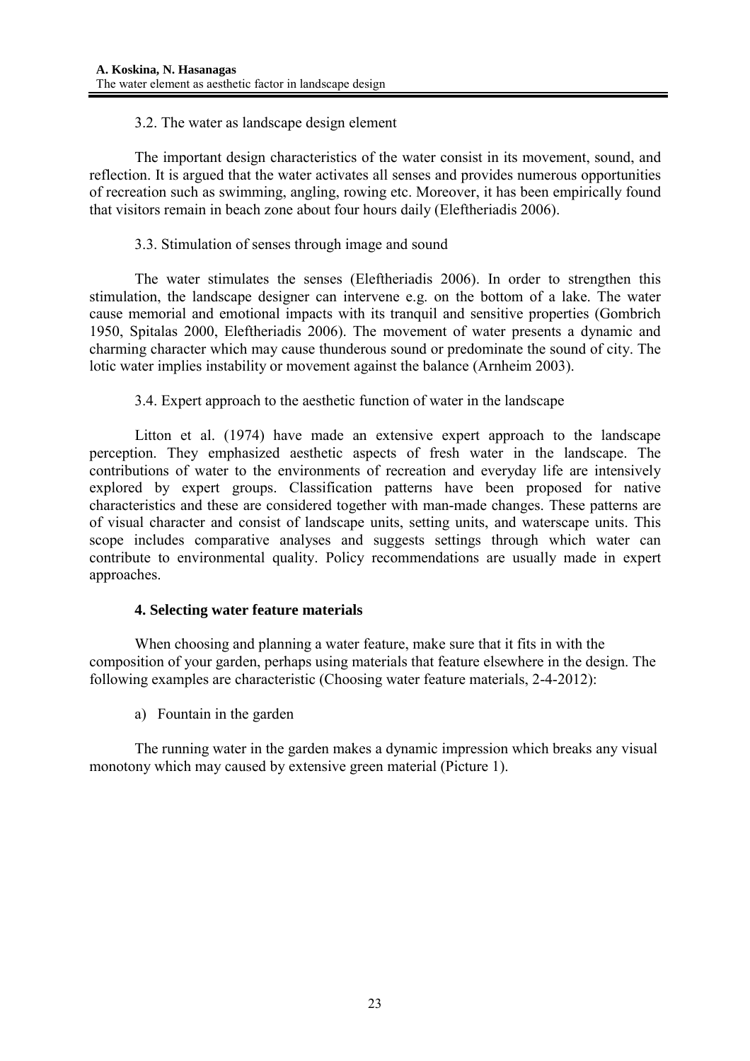### 3.2. The water as landscape design element

The important design characteristics of the water consist in its movement, sound, and reflection. It is argued that the water activates all senses and provides numerous opportunities of recreation such as swimming, angling, rowing etc. Moreover, it has been empirically found that visitors remain in beach zone about four hours daily (Eleftheriadis 2006).

### 3.3. Stimulation of senses through image and sound

The water stimulates the senses (Eleftheriadis 2006). In order to strengthen this stimulation, the landscape designer can intervene e.g. on the bottom of a lake. The water cause memorial and emotional impacts with its tranquil and sensitive properties (Gombrich 1950, Spitalas 2000, Eleftheriadis 2006). The movement of water presents a dynamic and charming character which may cause thunderous sound or predominate the sound of city. The lotic water implies instability or movement against the balance (Arnheim 2003).

### 3.4. Expert approach to the aesthetic function of water in the landscape

Litton et al. (1974) have made an extensive expert approach to the landscape perception. They emphasized aesthetic aspects of fresh water in the landscape. The contributions of water to the environments of recreation and everyday life are intensively explored by expert groups. Classification patterns have been proposed for native characteristics and these are considered together with man-made changes. These patterns are of visual character and consist of landscape units, setting units, and waterscape units. This scope includes comparative analyses and suggests settings through which water can contribute to environmental quality. Policy recommendations are usually made in expert approaches.

## 4. Selecting water feature materials

When choosing and planning a water feature, make sure that it fits in with the composition of your garden, perhaps using materials that feature elsewhere in the design. The following examples are characteristic (Choosing water feature materials, 2-4-2012):

a) Fountain in the garden

The running water in the garden makes a dynamic impression which breaks any visual monotony which may caused by extensive green material (Picture 1).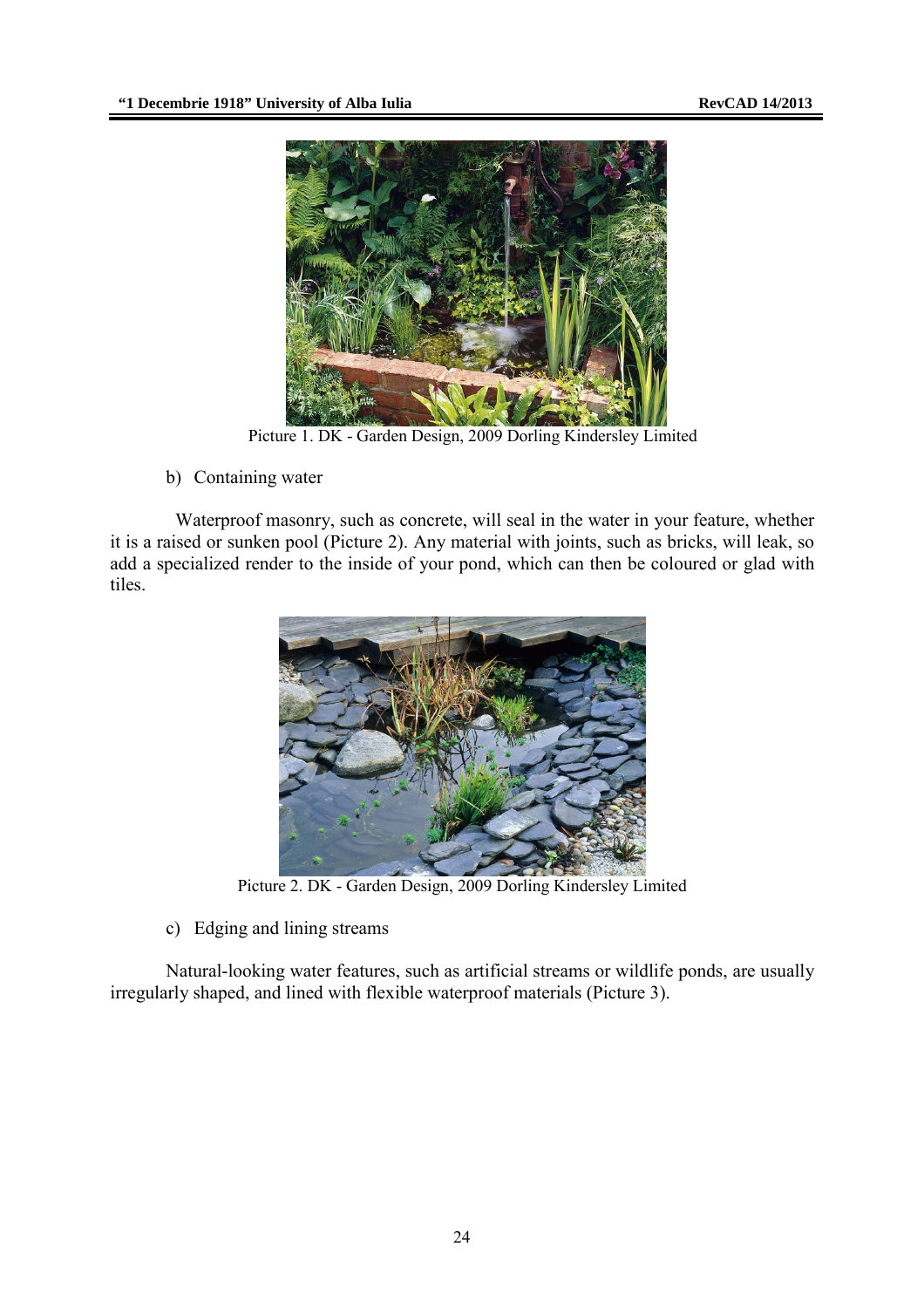Picture 1. DK - Garden Design, 2009 Dorling Kindersley Limited

b) Containing water

Waterproof masonry, such as concrete, will seal in the water in your feature, whether it is a raised or sunken pool (Picture 2). Any material with joints, such as bricks, will leak, so add a specialized render to the inside of your pond, which can then be coloured or glad with tiles.

Picture 2. DK - Garden Design, 2009 Dorling Kindersley Limited

c) Edging and lining streams

Natural-looking water features, such as artificial streams or wildlife ponds, are usually irregularly shaped, and lined with flexible waterproof materials (Picture 3).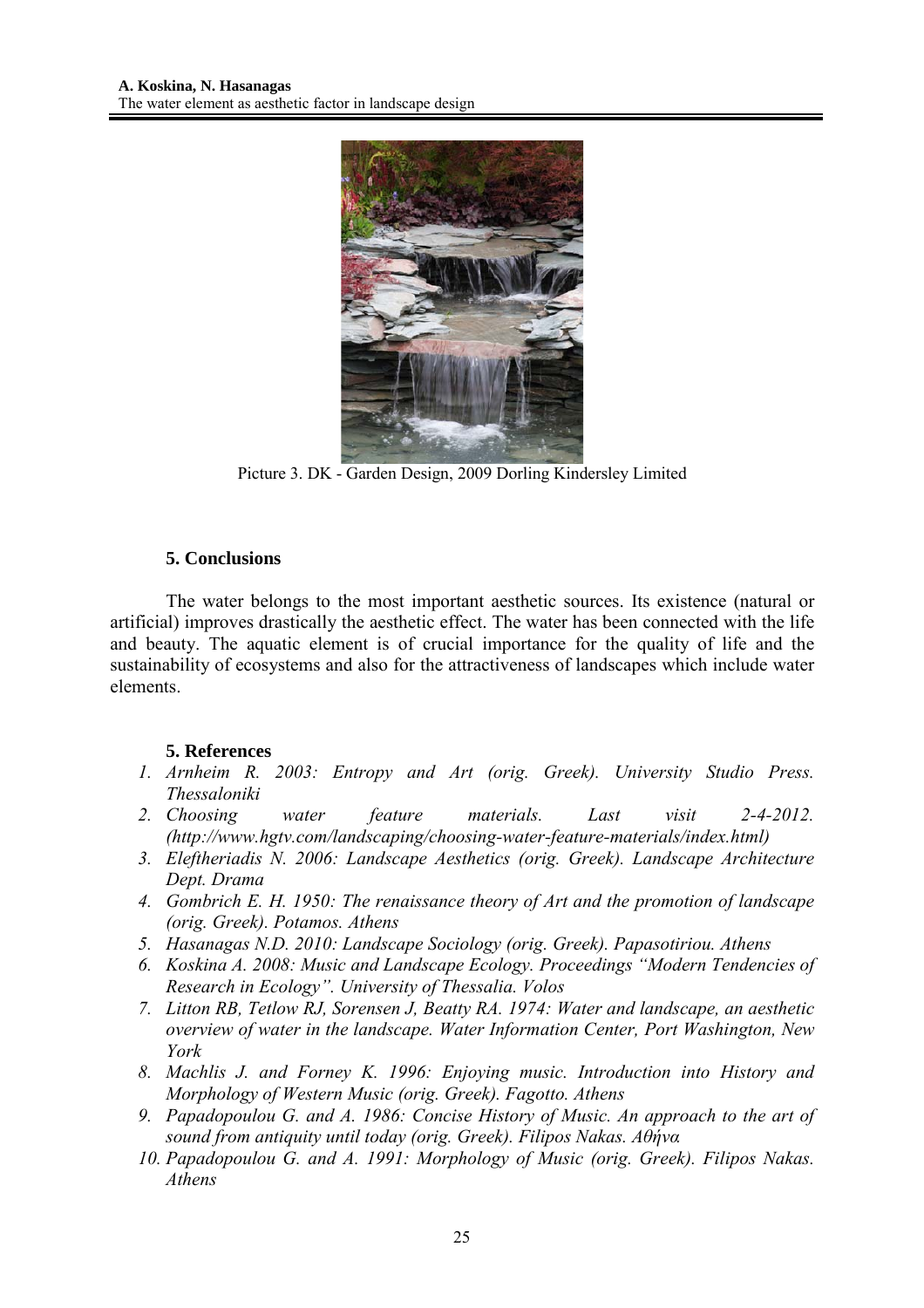Picture 3. DK - Garden Design, 2009 Dorling Kindersley Limited

## 5. Conclusions

The water belongs to the most important aesthetic sources. Its existence (natural or artificial) improves drastically the aesthetic effect. The water has been connected with the life and beauty. The aquatic element is of crucial importance for the quality of life and the sustainability of ecosystems and also for the attractiveness of landscapes which include water elements.

## 5. References

1. *Arnheim R. 2003: Entropy and Art (orig. Greek). University Studio Press. Thessaloniki*
2. *Choosing water feature materials. Last visit 2-4-2012. (http://www.hgtv.com/landscaping/choosing-water-feature-materials/index.html)*
3. *Eleftheriadis N. 2006: Landscape Aesthetics (orig. Greek). Landscape Architecture Dept. Drama*
4. *Gombrich E. H. 1950: The renaissance theory of Art and the promotion of landscape (orig. Greek). Potamos. Athens*
5. *Hasanagas N.D. 2010: Landscape Sociology (orig. Greek). Papasotiriou. Athens*
6. *Koskina A. 2008: Music and Landscape Ecology. Proceedings "Modern Tendencies of Research in Ecology". University of Thessalia. Volos*
7. *Litton RB, Tetlow RJ, Sorensen J, Beatty RA. 1974: Water and landscape, an aesthetic overview of water in the landscape. Water Information Center, Port Washington, New York*
8. *Machlis J. and Forney K. 1996: Enjoying music. Introduction into History and Morphology of Western Music (orig. Greek). Fagotto. Athens*
9. *Papadopoulou G. and A. 1986: Concise History of Music. An approach to the art of sound from antiquity until today (orig. Greek). Filipos Nakas. Αθήνα*
10. *Papadopoulou G. and A. 1991: Morphology of Music (orig. Greek). Filipos Nakas. Athens*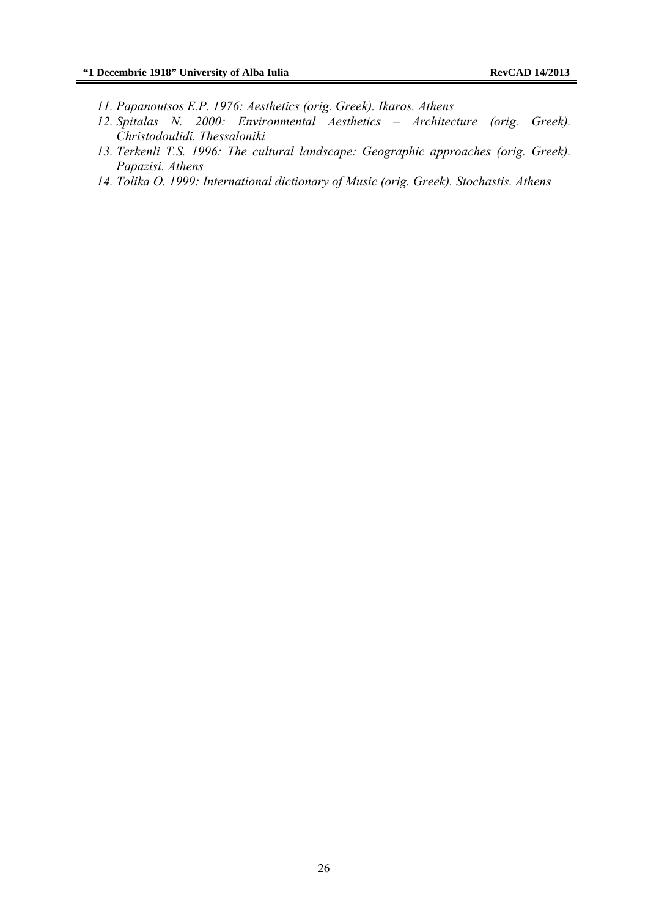11. *Papanoutsos E.P. 1976: Aesthetics (orig. Greek). Ikaros. Athens*
12. *Spitalas N. 2000: Environmental Aesthetics – Architecture (orig. Greek). Christodoulidi. Thessaloniki*
13. *Terkenli T.S. 1996: The cultural landscape: Geographic approaches (orig. Greek). Papazisi. Athens*
14. *Tolika O. 1999: International dictionary of Music (orig. Greek). Stochastis. Athens*